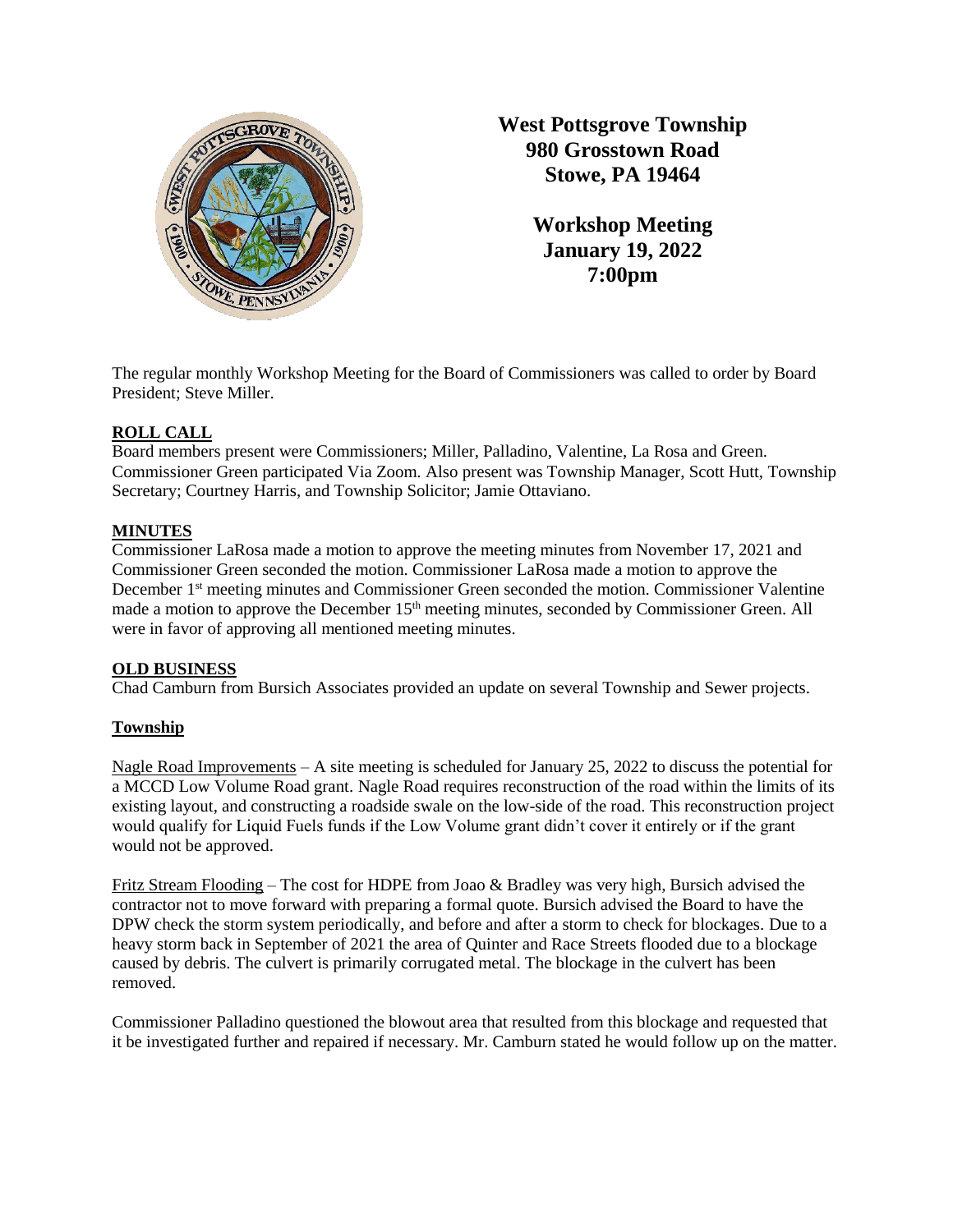# West Pottsgrove Township
## 980 Grosstown Road
## Stowe, PA 19464

## Workshop Meeting
## January 19, 2022
## 7:00pm

The regular monthly Workshop Meeting for the Board of Commissioners was called to order by Board President; Steve Miller.

**ROLL CALL**

Board members present were Commissioners; Miller, Palladino, Valentine, La Rosa and Green. Commissioner Green participated Via Zoom. Also present was Township Manager, Scott Hutt, Township Secretary; Courtney Harris, and Township Solicitor; Jamie Ottaviano.

**MINUTES**

Commissioner LaRosa made a motion to approve the meeting minutes from November 17, 2021 and Commissioner Green seconded the motion. Commissioner LaRosa made a motion to approve the December 1st meeting minutes and Commissioner Green seconded the motion. Commissioner Valentine made a motion to approve the December 15th meeting minutes, seconded by Commissioner Green. All were in favor of approving all mentioned meeting minutes.

**OLD BUSINESS**

Chad Camburn from Bursich Associates provided an update on several Township and Sewer projects.

**Township**

Nagle Road Improvements – A site meeting is scheduled for January 25, 2022 to discuss the potential for a MCCD Low Volume Road grant. Nagle Road requires reconstruction of the road within the limits of its existing layout, and constructing a roadside swale on the low-side of the road. This reconstruction project would qualify for Liquid Fuels funds if the Low Volume grant didn't cover it entirely or if the grant would not be approved.

Fritz Stream Flooding – The cost for HDPE from Joao & Bradley was very high, Bursich advised the contractor not to move forward with preparing a formal quote. Bursich advised the Board to have the DPW check the storm system periodically, and before and after a storm to check for blockages. Due to a heavy storm back in September of 2021 the area of Quinter and Race Streets flooded due to a blockage caused by debris. The culvert is primarily corrugated metal. The blockage in the culvert has been removed.

Commissioner Palladino questioned the blowout area that resulted from this blockage and requested that it be investigated further and repaired if necessary. Mr. Camburn stated he would follow up on the matter.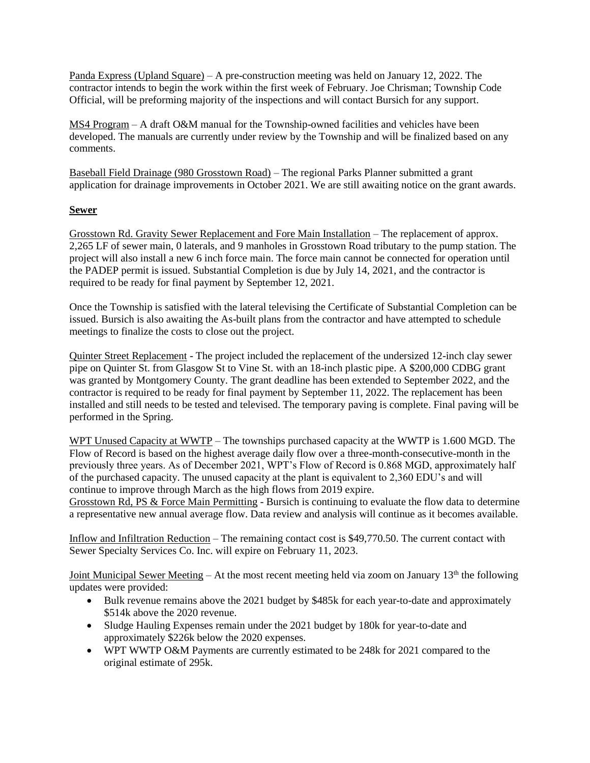Panda Express (Upland Square) – A pre-construction meeting was held on January 12, 2022. The contractor intends to begin the work within the first week of February. Joe Chrisman; Township Code Official, will be preforming majority of the inspections and will contact Bursich for any support.

MS4 Program – A draft O&M manual for the Township-owned facilities and vehicles have been developed. The manuals are currently under review by the Township and will be finalized based on any comments.

Baseball Field Drainage (980 Grosstown Road) – The regional Parks Planner submitted a grant application for drainage improvements in October 2021. We are still awaiting notice on the grant awards.

**Sewer**

Grosstown Rd. Gravity Sewer Replacement and Fore Main Installation – The replacement of approx. 2,265 LF of sewer main, 0 laterals, and 9 manholes in Grosstown Road tributary to the pump station. The project will also install a new 6 inch force main. The force main cannot be connected for operation until the PADEP permit is issued. Substantial Completion is due by July 14, 2021, and the contractor is required to be ready for final payment by September 12, 2021.

Once the Township is satisfied with the lateral televising the Certificate of Substantial Completion can be issued. Bursich is also awaiting the As-built plans from the contractor and have attempted to schedule meetings to finalize the costs to close out the project.

Quinter Street Replacement - The project included the replacement of the undersized 12-inch clay sewer pipe on Quinter St. from Glasgow St to Vine St. with an 18-inch plastic pipe. A $200,000 CDBG grant was granted by Montgomery County. The grant deadline has been extended to September 2022, and the contractor is required to be ready for final payment by September 11, 2022. The replacement has been installed and still needs to be tested and televised. The temporary paving is complete. Final paving will be performed in the Spring.

WPT Unused Capacity at WWTP – The townships purchased capacity at the WWTP is 1.600 MGD. The Flow of Record is based on the highest average daily flow over a three-month-consecutive-month in the previously three years. As of December 2021, WPT's Flow of Record is 0.868 MGD, approximately half of the purchased capacity. The unused capacity at the plant is equivalent to 2,360 EDU's and will continue to improve through March as the high flows from 2019 expire.
Grosstown Rd, PS & Force Main Permitting - Bursich is continuing to evaluate the flow data to determine a representative new annual average flow. Data review and analysis will continue as it becomes available.

Inflow and Infiltration Reduction – The remaining contact cost is $49,770.50. The current contact with Sewer Specialty Services Co. Inc. will expire on February 11, 2023.

Joint Municipal Sewer Meeting – At the most recent meeting held via zoom on January 13th the following updates were provided:

- Bulk revenue remains above the 2021 budget by $485k for each year-to-date and approximately $514k above the 2020 revenue.
- Sludge Hauling Expenses remain under the 2021 budget by 180k for year-to-date and approximately $226k below the 2020 expenses.
- WPT WWTP O&M Payments are currently estimated to be 248k for 2021 compared to the original estimate of 295k.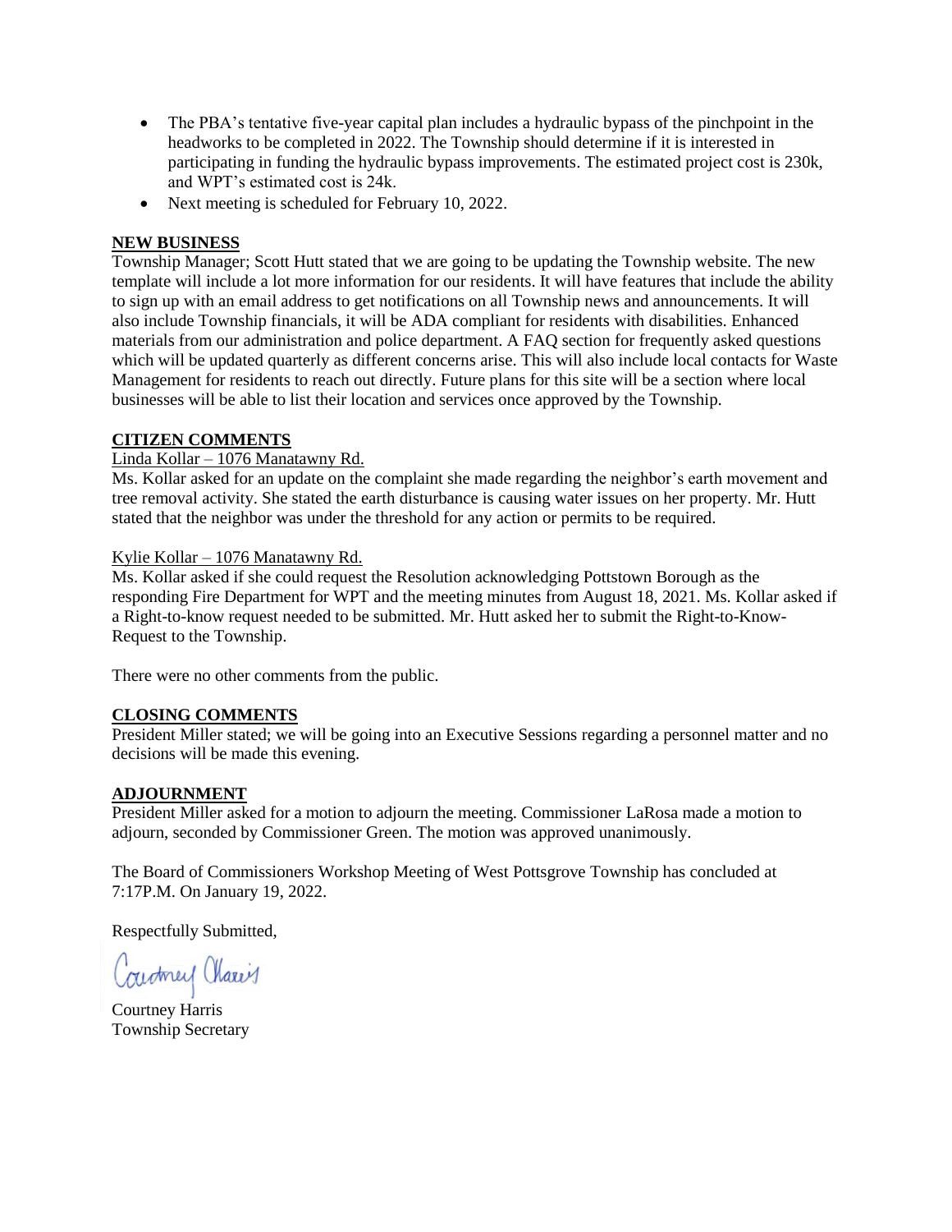- The PBA's tentative five-year capital plan includes a hydraulic bypass of the pinchpoint in the headworks to be completed in 2022. The Township should determine if it is interested in participating in funding the hydraulic bypass improvements. The estimated project cost is 230k, and WPT's estimated cost is 24k.
- Next meeting is scheduled for February 10, 2022.

**NEW BUSINESS**

Township Manager; Scott Hutt stated that we are going to be updating the Township website. The new template will include a lot more information for our residents. It will have features that include the ability to sign up with an email address to get notifications on all Township news and announcements. It will also include Township financials, it will be ADA compliant for residents with disabilities. Enhanced materials from our administration and police department. A FAQ section for frequently asked questions which will be updated quarterly as different concerns arise. This will also include local contacts for Waste Management for residents to reach out directly. Future plans for this site will be a section where local businesses will be able to list their location and services once approved by the Township.

**CITIZEN COMMENTS**

Linda Kollar – 1076 Manatawny Rd.

Ms. Kollar asked for an update on the complaint she made regarding the neighbor's earth movement and tree removal activity. She stated the earth disturbance is causing water issues on her property. Mr. Hutt stated that the neighbor was under the threshold for any action or permits to be required.

Kylie Kollar – 1076 Manatawny Rd.

Ms. Kollar asked if she could request the Resolution acknowledging Pottstown Borough as the responding Fire Department for WPT and the meeting minutes from August 18, 2021. Ms. Kollar asked if a Right-to-know request needed to be submitted. Mr. Hutt asked her to submit the Right-to-Know-Request to the Township.

There were no other comments from the public.

**CLOSING COMMENTS**

President Miller stated; we will be going into an Executive Sessions regarding a personnel matter and no decisions will be made this evening.

**ADJOURNMENT**

President Miller asked for a motion to adjourn the meeting. Commissioner LaRosa made a motion to adjourn, seconded by Commissioner Green. The motion was approved unanimously.

The Board of Commissioners Workshop Meeting of West Pottsgrove Township has concluded at 7:17P.M. On January 19, 2022.

Respectfully Submitted,

Courtney Harris

Courtney Harris
Township Secretary